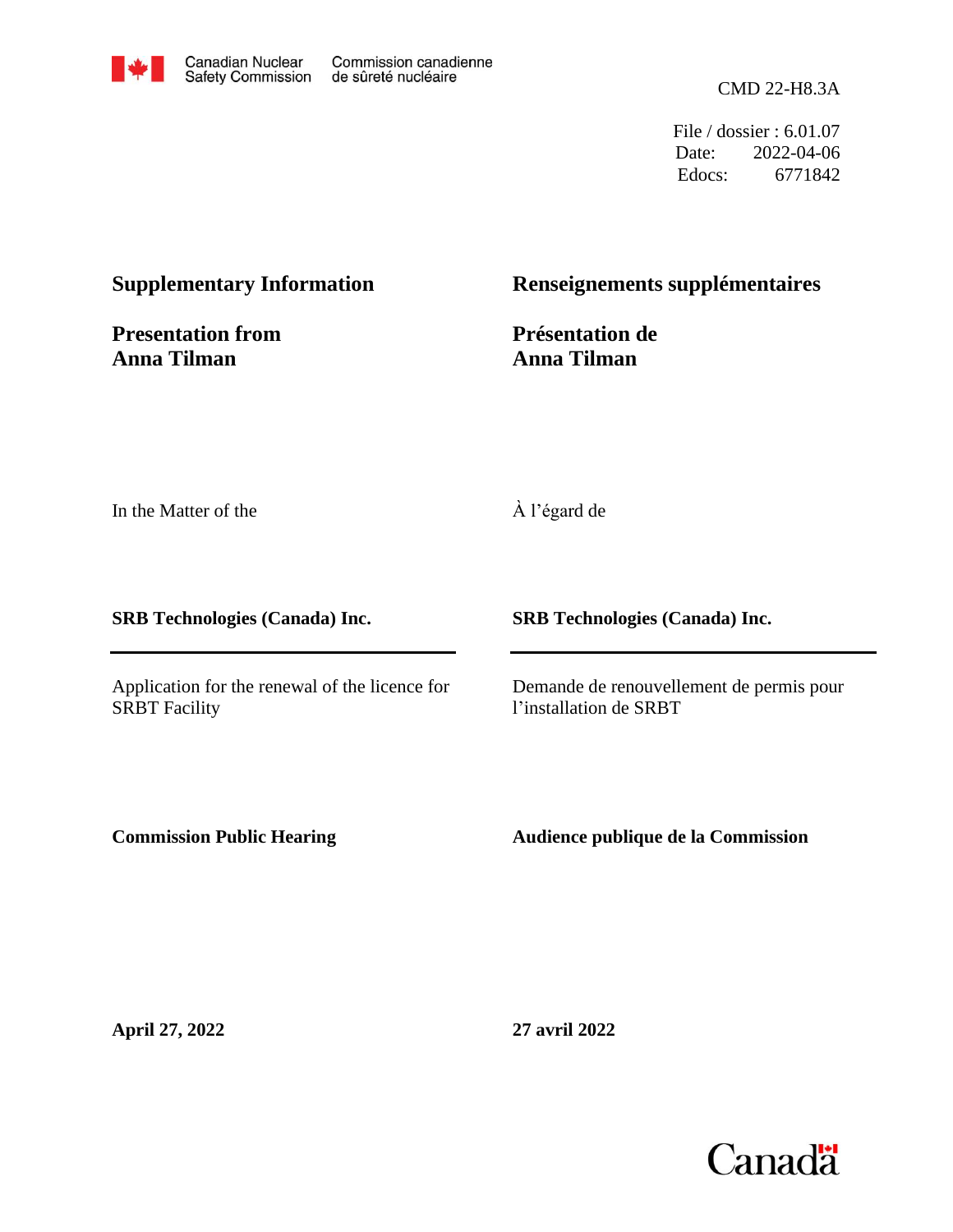Canadian Nuclear Safety Commission | Commission canadienne de sûreté nucléaire

CMD 22-H8.3A

File / dossier : 6.01.07
Date: 2022-04-06
Edocs: 6771842

## Supplementary Information

## Presentation from Anna Tilman

In the Matter of the

**SRB Technologies (Canada) Inc.**

Application for the renewal of the licence for SRBT Facility

**Commission Public Hearing**

**April 27, 2022**

## Renseignements supplémentaires

## Présentation de Anna Tilman

À l'égard de

**SRB Technologies (Canada) Inc.**

Demande de renouvellement de permis pour l'installation de SRBT

**Audience publique de la Commission**

**27 avril 2022**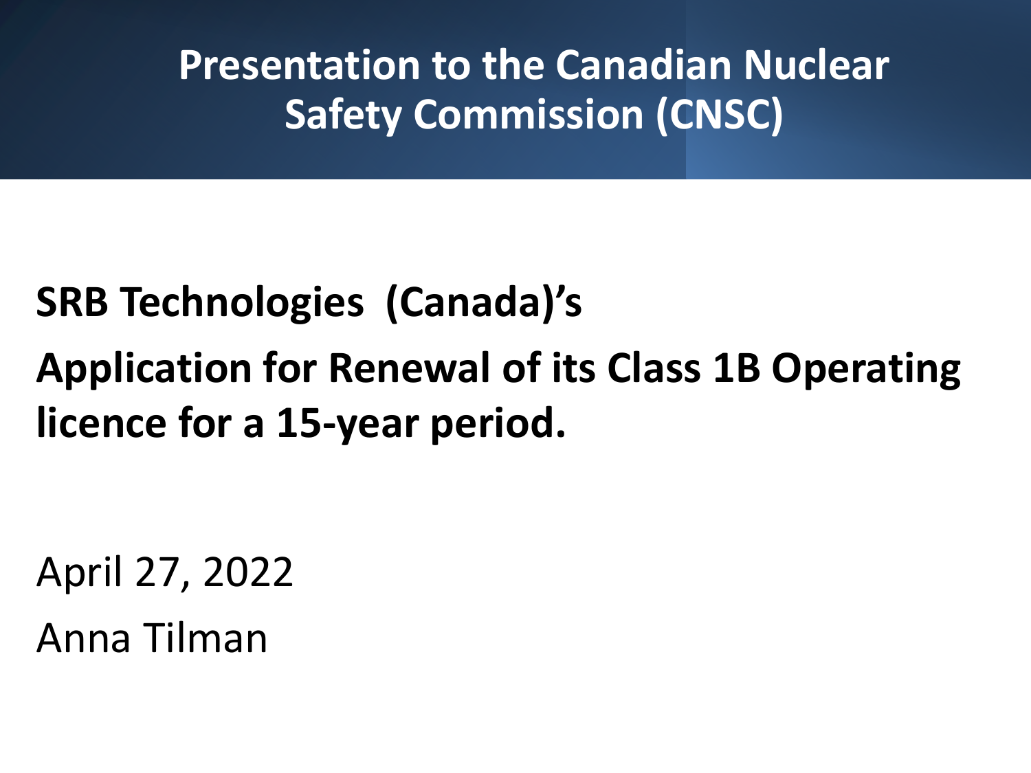# Presentation to the Canadian Nuclear Safety Commission (CNSC)

**SRB Technologies (Canada)'s**

**Application for Renewal of its Class 1B Operating licence for a 15-year period.**

April 27, 2022

Anna Tilman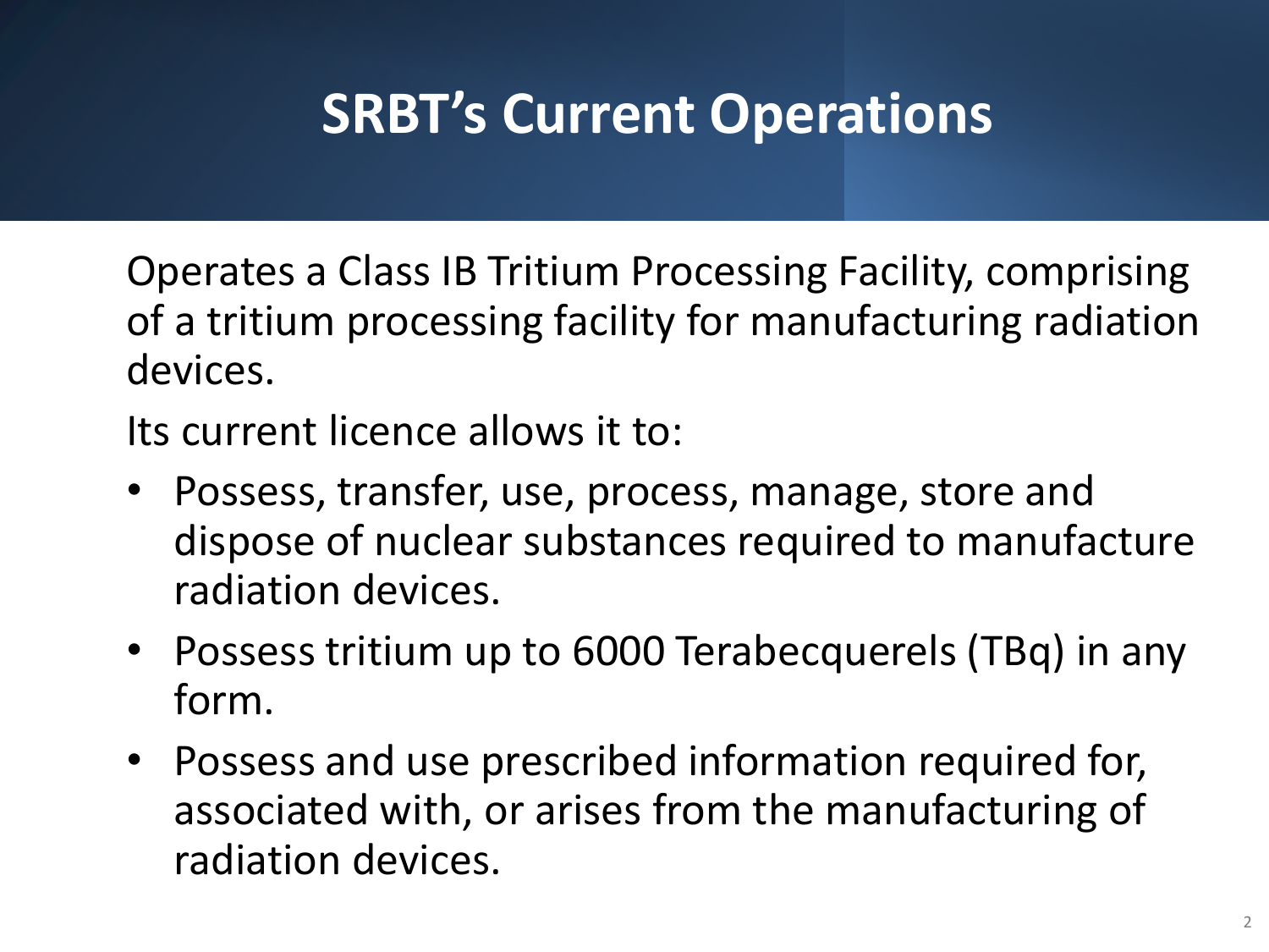# SRBT's Current Operations

Operates a Class IB Tritium Processing Facility, comprising of a tritium processing facility for manufacturing radiation devices.

Its current licence allows it to:

- Possess, transfer, use, process, manage, store and dispose of nuclear substances required to manufacture radiation devices.
- Possess tritium up to 6000 Terabecquerels (TBq) in any form.
- Possess and use prescribed information required for, associated with, or arises from the manufacturing of radiation devices.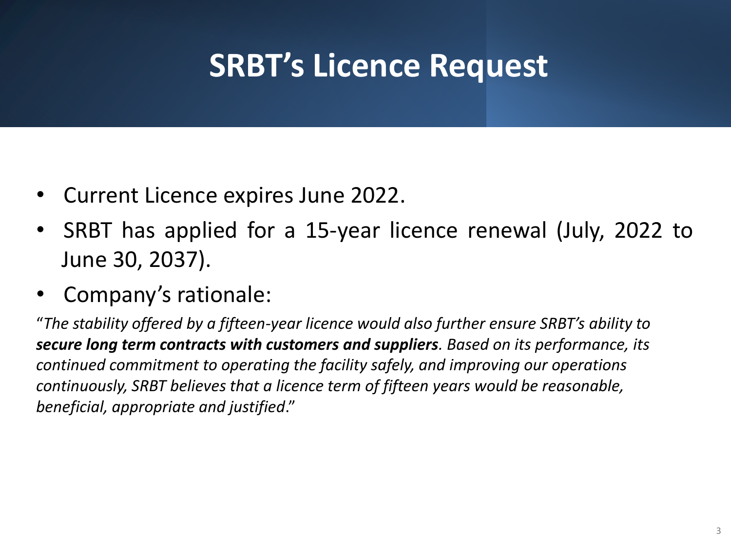# SRBT's Licence Request

- Current Licence expires June 2022.
- SRBT has applied for a 15-year licence renewal (July, 2022 to June 30, 2037).
- Company's rationale:

"*The stability offered by a fifteen-year licence would also further ensure SRBT's ability to **secure long term contracts with customers and suppliers**. Based on its performance, its continued commitment to operating the facility safely, and improving our operations continuously, SRBT believes that a licence term of fifteen years would be reasonable, beneficial, appropriate and justified*."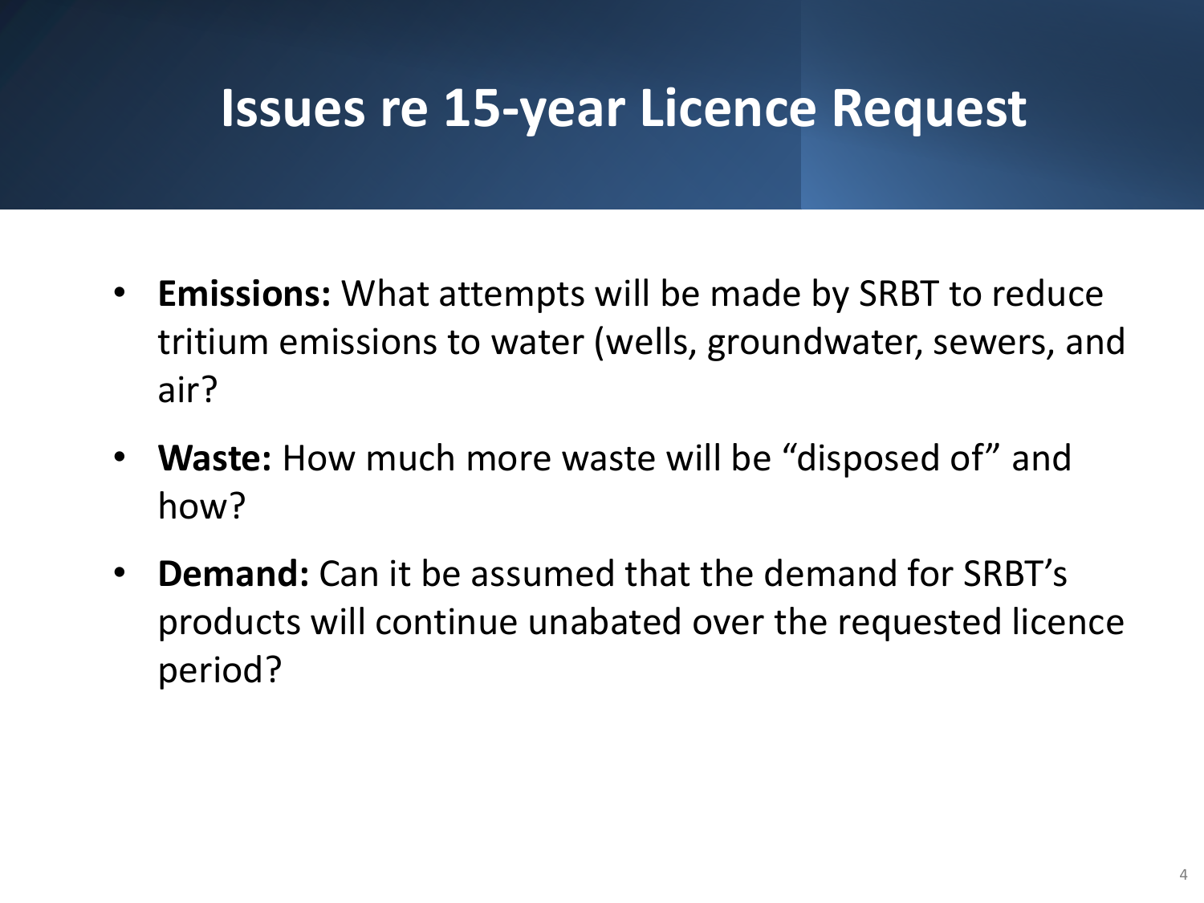# Issues re 15-year Licence Request

- **Emissions:** What attempts will be made by SRBT to reduce tritium emissions to water (wells, groundwater, sewers, and air?
- **Waste:** How much more waste will be “disposed of” and how?
- **Demand:** Can it be assumed that the demand for SRBT’s products will continue unabated over the requested licence period?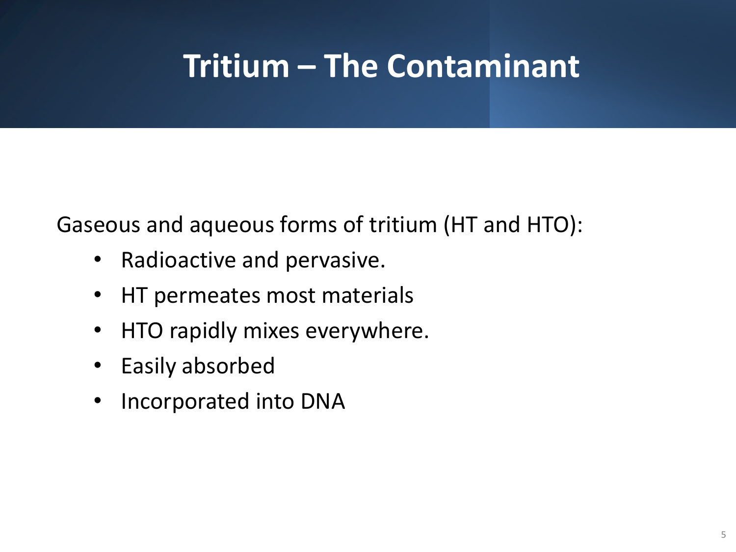# Tritium – The Contaminant

Gaseous and aqueous forms of tritium (HT and HTO):

- Radioactive and pervasive.
- HT permeates most materials
- HTO rapidly mixes everywhere.
- Easily absorbed
- Incorporated into DNA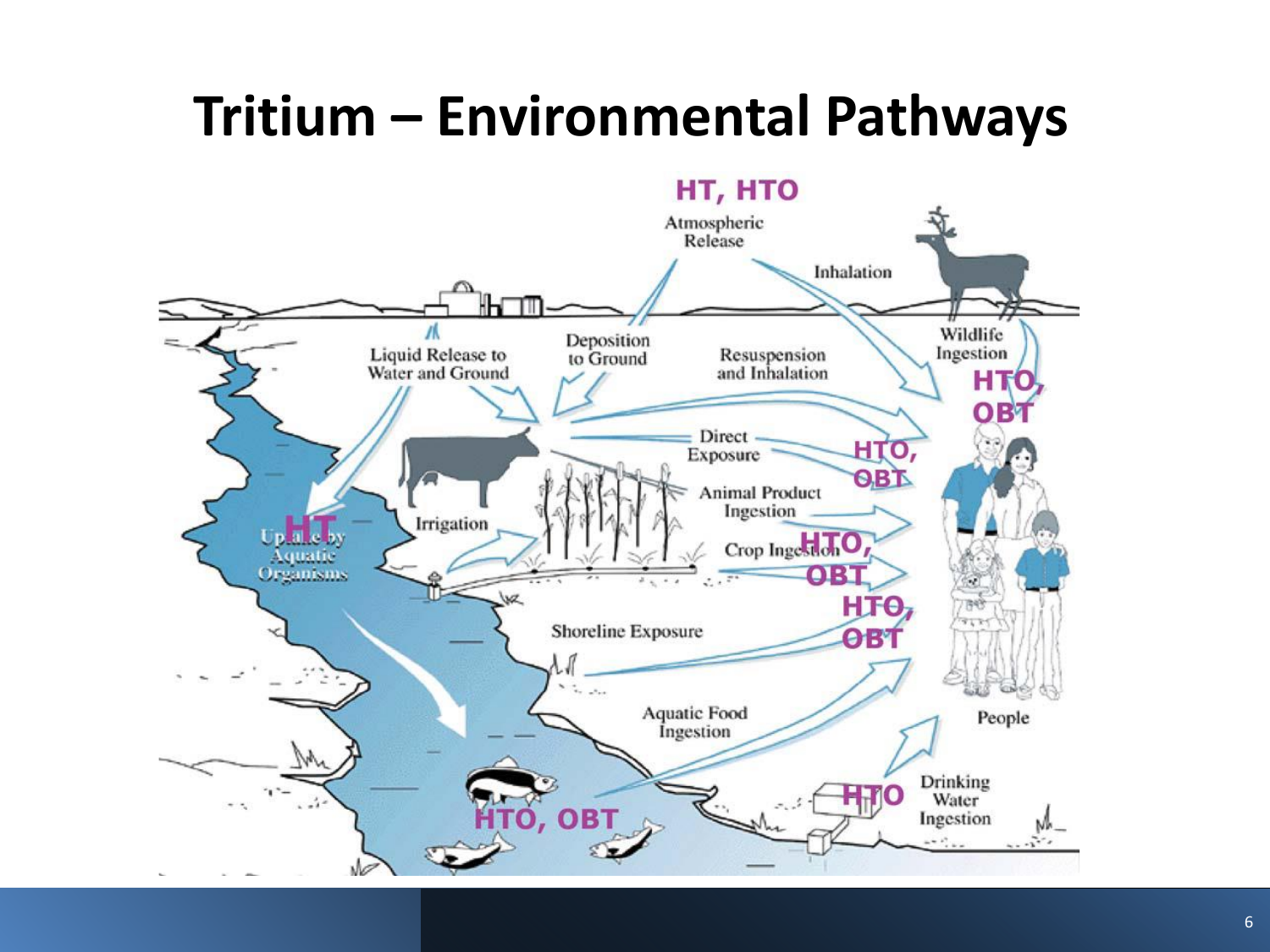# Tritium – Environmental Pathways

HT, HTO

Atmospheric Release

Inhalation

Liquid Release to Water and Ground

Deposition to Ground

Resuspension and Inhalation

Wildlife Ingestion

HTO, OBT

Direct Exposure

HTO, OBT

Animal Product Ingestion

Irrigation

HT

Uptake by Aquatic Organisms

Crop Ingestion

HTO, OBT

HTO, OBT

Shoreline Exposure

Aquatic Food Ingestion

People

HTO, OBT

HTO

Drinking Water Ingestion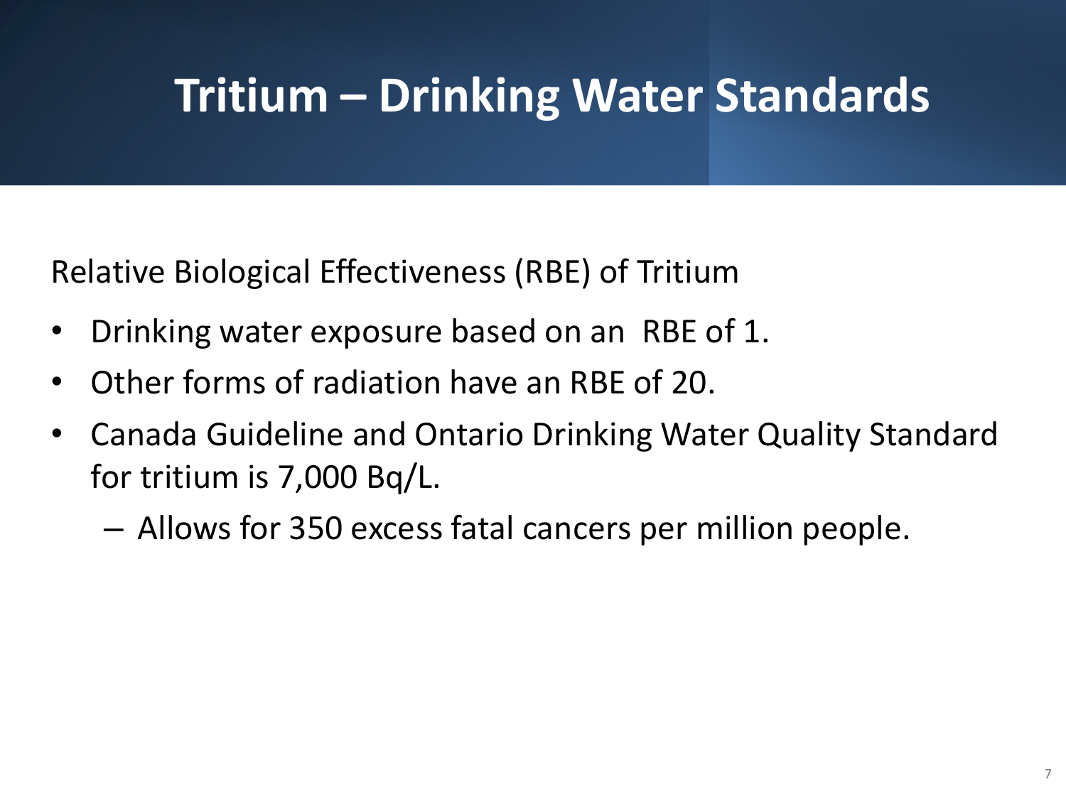# Tritium – Drinking Water Standards

Relative Biological Effectiveness (RBE) of Tritium

- Drinking water exposure based on an RBE of 1.
- Other forms of radiation have an RBE of 20.
- Canada Guideline and Ontario Drinking Water Quality Standard for tritium is 7,000 Bq/L.
  - Allows for 350 excess fatal cancers per million people.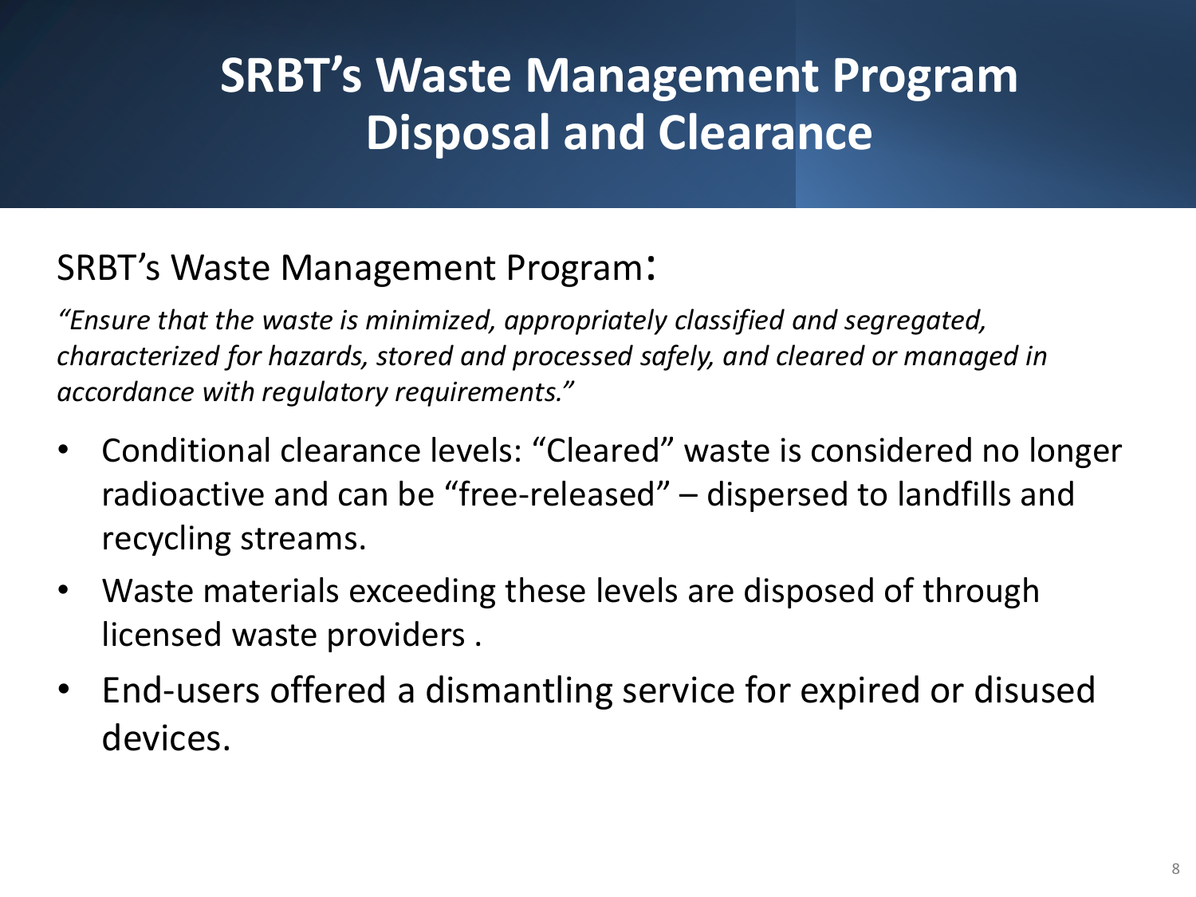# SRBT's Waste Management Program Disposal and Clearance

SRBT's Waste Management Program:

*"Ensure that the waste is minimized, appropriately classified and segregated, characterized for hazards, stored and processed safely, and cleared or managed in accordance with regulatory requirements."*

- Conditional clearance levels: "Cleared" waste is considered no longer radioactive and can be "free-released" – dispersed to landfills and recycling streams.
- Waste materials exceeding these levels are disposed of through licensed waste providers .
- End-users offered a dismantling service for expired or disused devices.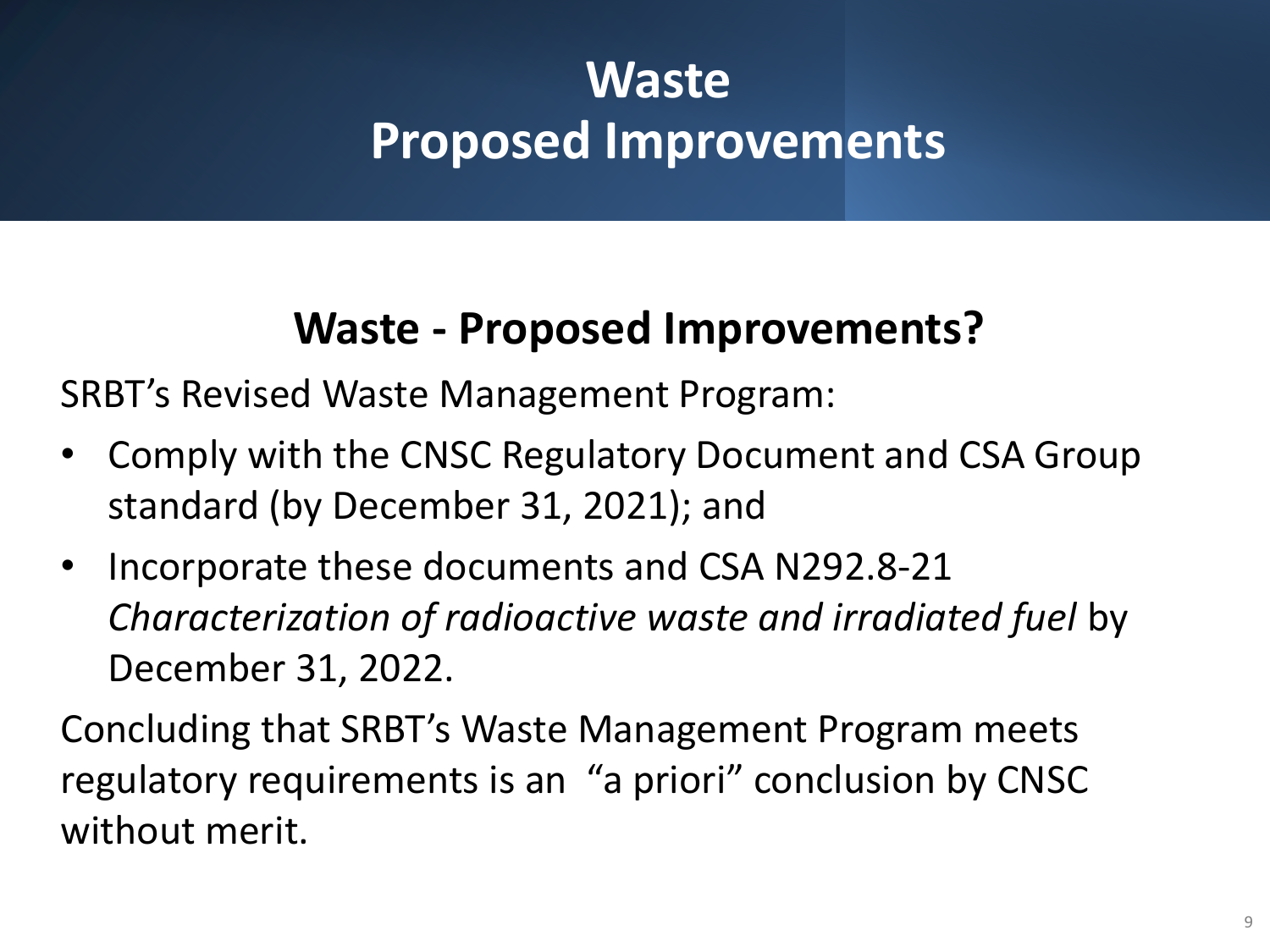# Waste
# Proposed Improvements

## Waste - Proposed Improvements?

SRBT's Revised Waste Management Program:

- Comply with the CNSC Regulatory Document and CSA Group standard (by December 31, 2021); and
- Incorporate these documents and CSA N292.8-21 *Characterization of radioactive waste and irradiated fuel* by December 31, 2022.

Concluding that SRBT's Waste Management Program meets regulatory requirements is an "a priori" conclusion by CNSC without merit.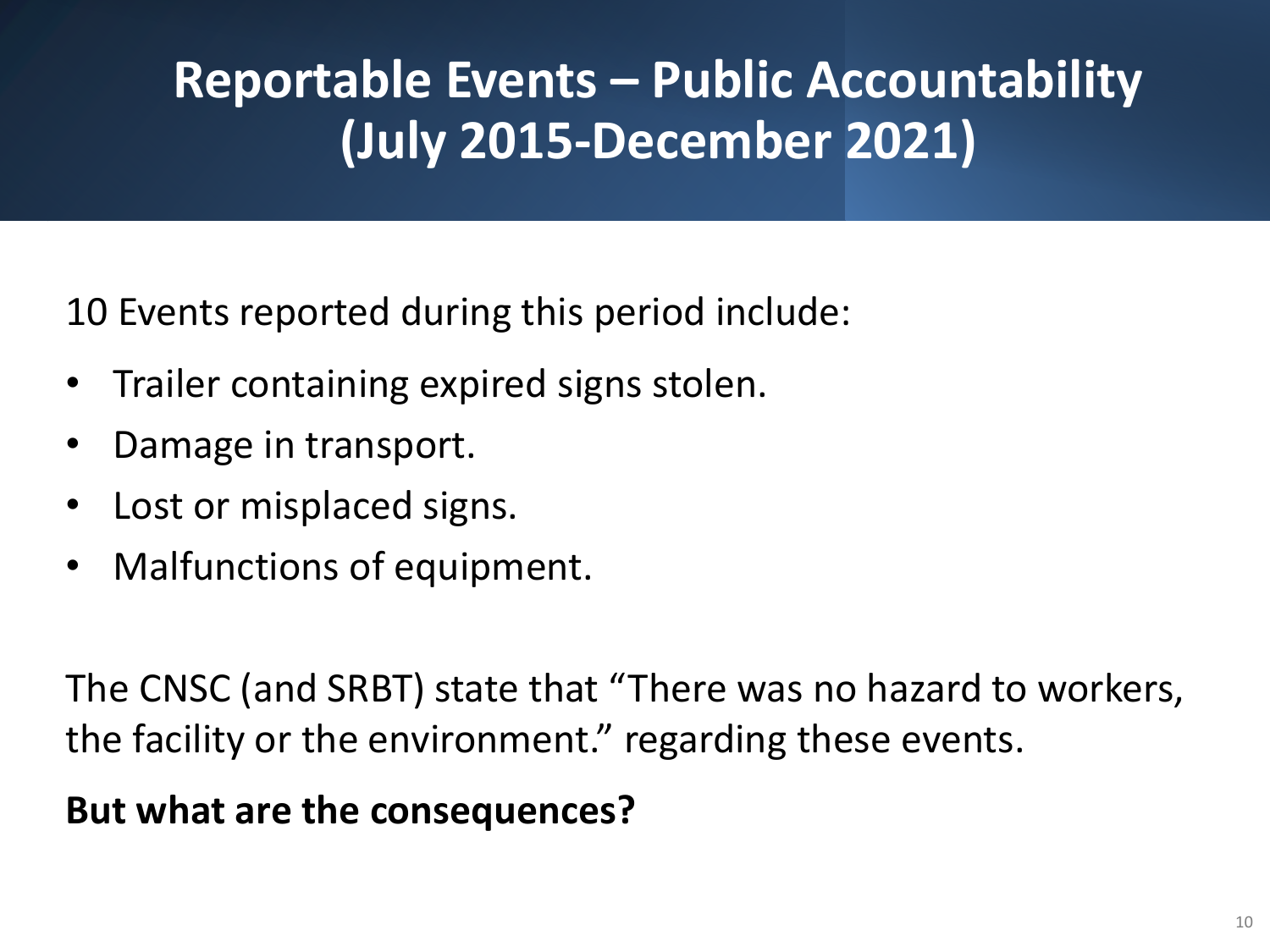# Reportable Events – Public Accountability (July 2015-December 2021)

10 Events reported during this period include:

- Trailer containing expired signs stolen.
- Damage in transport.
- Lost or misplaced signs.
- Malfunctions of equipment.

The CNSC (and SRBT) state that "There was no hazard to workers, the facility or the environment." regarding these events.

**But what are the consequences?**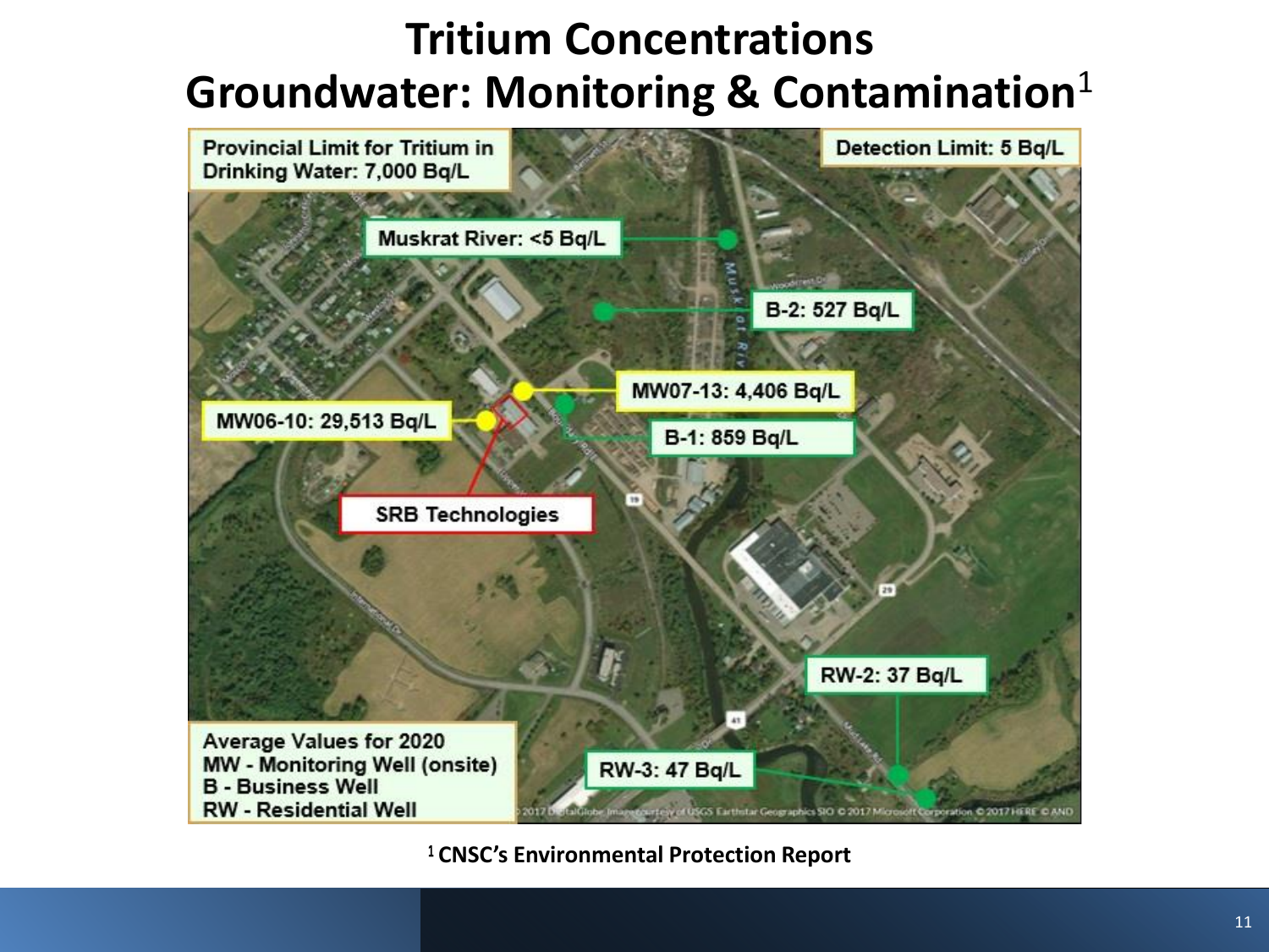# Tritium Concentrations
## Groundwater: Monitoring & Contamination[1]

Provincial Limit for Tritium in Drinking Water: 7,000 Bq/L

Detection Limit: 5 Bq/L

Muskrat River: <5 Bq/L

B-2: 527 Bq/L

MW07-13: 4,406 Bq/L

MW06-10: 29,513 Bq/L

B-1: 859 Bq/L

SRB Technologies

RW-2: 37 Bq/L

RW-3: 47 Bq/L

Average Values for 2020
MW - Monitoring Well (onsite)
B - Business Well
RW - Residential Well

[1] CNSC's Environmental Protection Report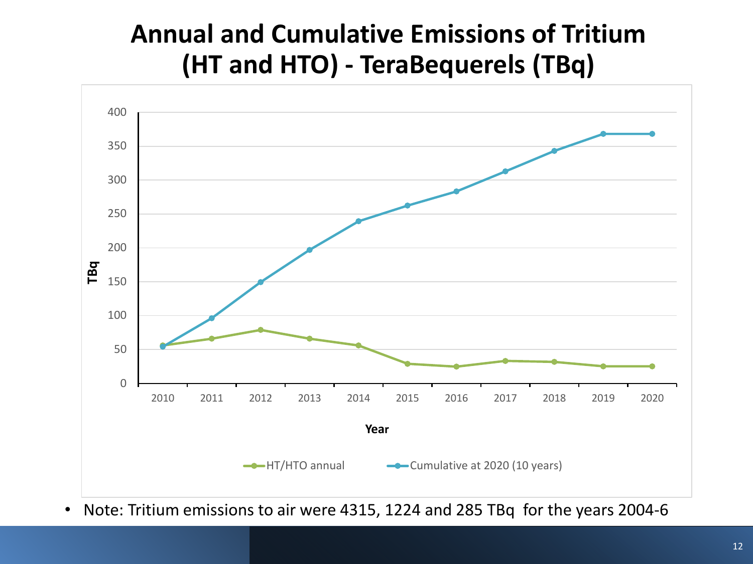# Annual and Cumulative Emissions of Tritium (HT and HTO) - TeraBequerels (TBq)

- Note: Tritium emissions to air were 4315, 1224 and 285 TBq for the years 2004-6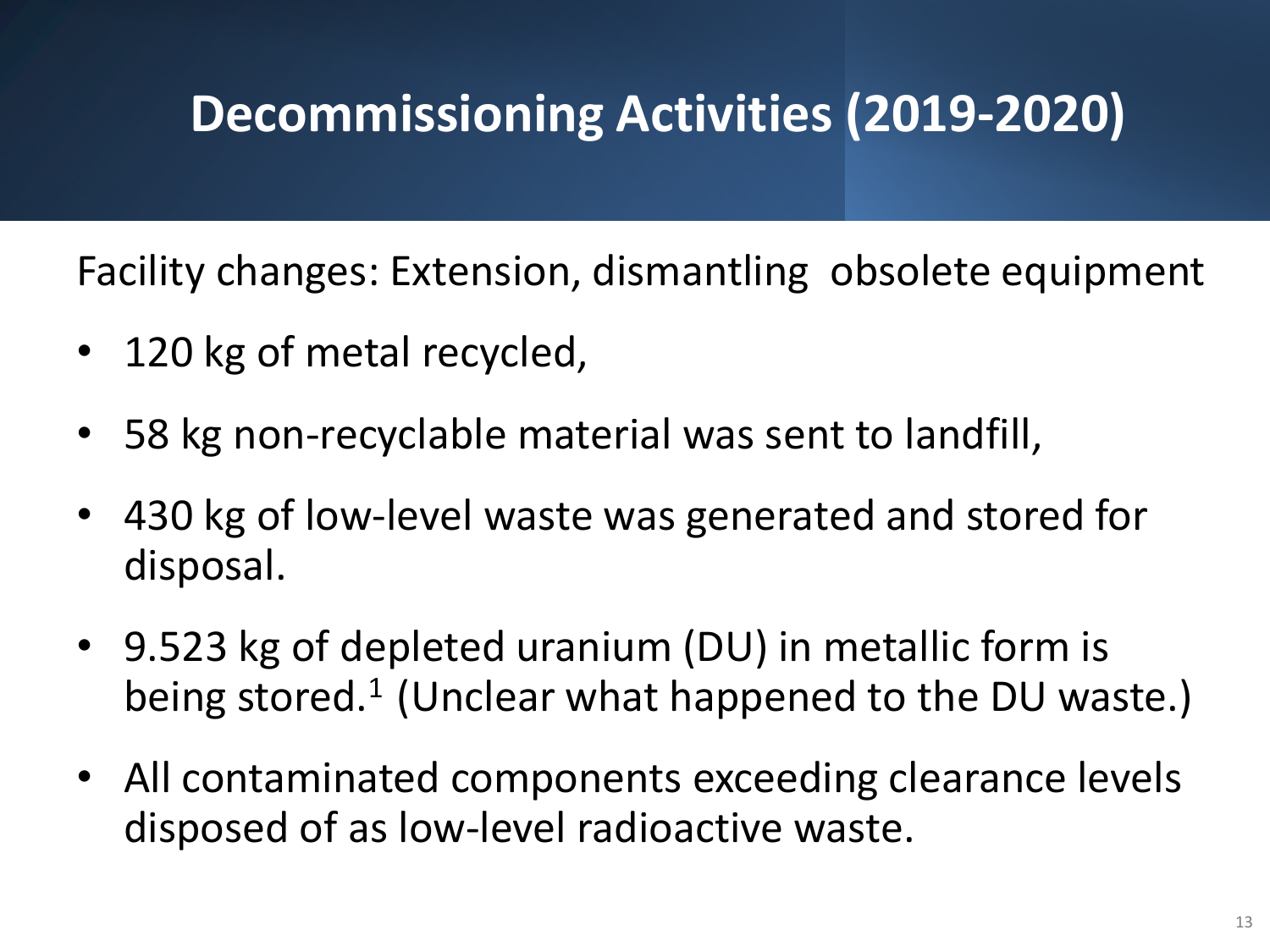# Decommissioning Activities (2019-2020)

Facility changes: Extension, dismantling  obsolete equipment

- 120 kg of metal recycled,
- 58 kg non-recyclable material was sent to landfill,
- 430 kg of low-level waste was generated and stored for disposal.
- 9.523 kg of depleted uranium (DU) in metallic form is being stored.[1] (Unclear what happened to the DU waste.)
- All contaminated components exceeding clearance levels disposed of as low-level radioactive waste.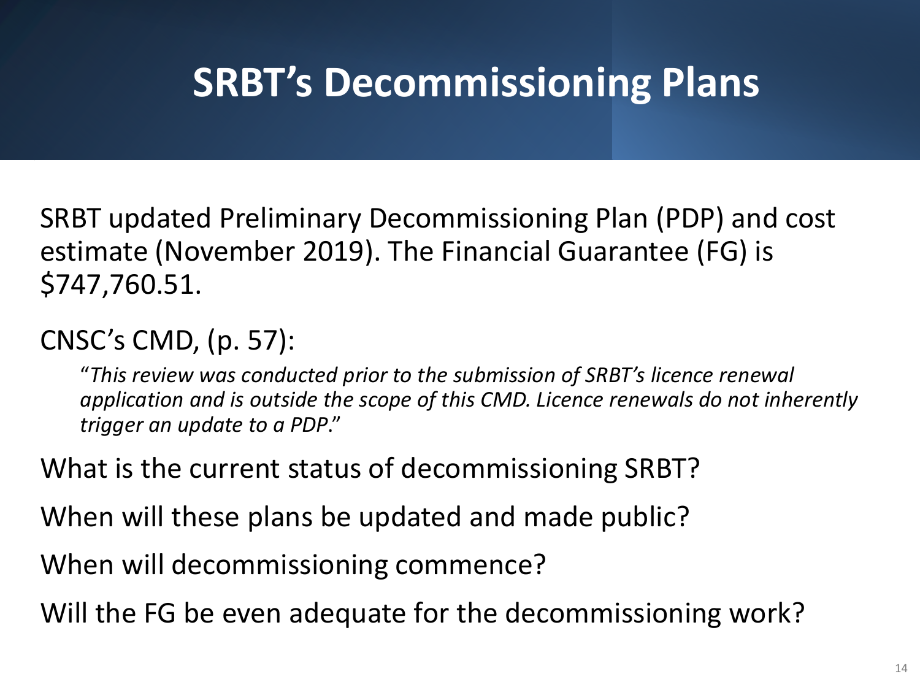# SRBT's Decommissioning Plans

SRBT updated Preliminary Decommissioning Plan (PDP) and cost estimate (November 2019). The Financial Guarantee (FG) is $747,760.51.

CNSC's CMD, (p. 57):

> "*This review was conducted prior to the submission of SRBT's licence renewal application and is outside the scope of this CMD. Licence renewals do not inherently trigger an update to a PDP*."

What is the current status of decommissioning SRBT?

When will these plans be updated and made public?

When will decommissioning commence?

Will the FG be even adequate for the decommissioning work?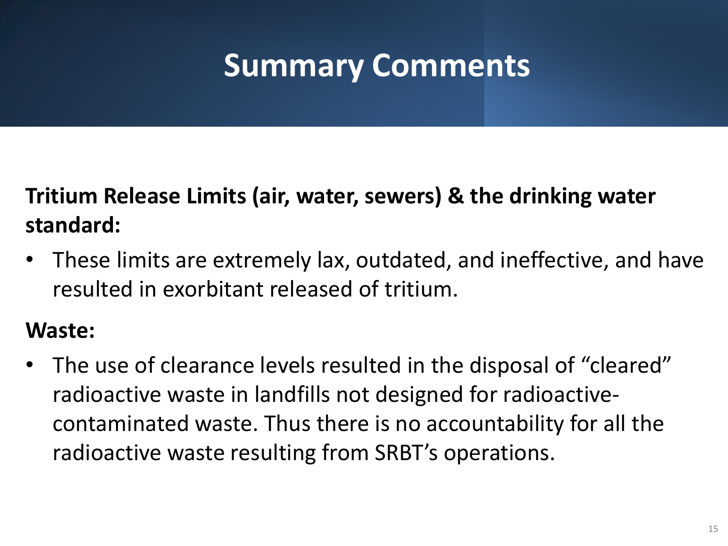# Summary Comments

**Tritium Release Limits (air, water, sewers) & the drinking water standard:**

- These limits are extremely lax, outdated, and ineffective, and have resulted in exorbitant released of tritium.

**Waste:**

- The use of clearance levels resulted in the disposal of "cleared" radioactive waste in landfills not designed for radioactive-contaminated waste. Thus there is no accountability for all the radioactive waste resulting from SRBT's operations.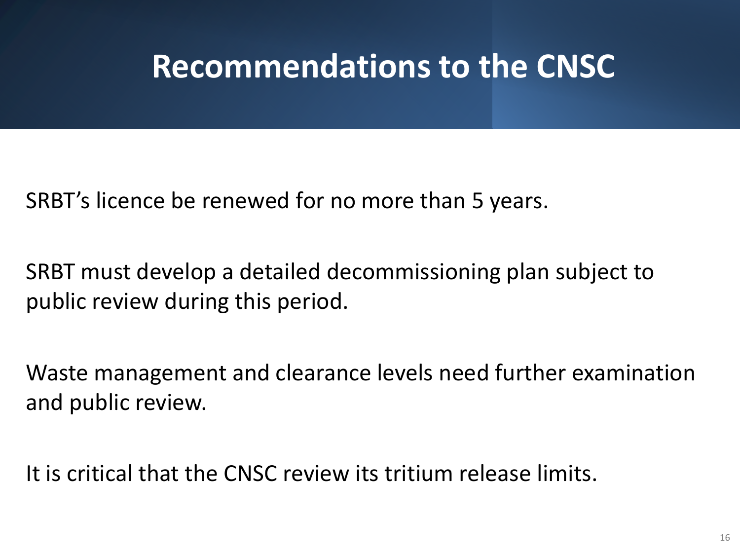# Recommendations to the CNSC

SRBT's licence be renewed for no more than 5 years.

SRBT must develop a detailed decommissioning plan subject to public review during this period.

Waste management and clearance levels need further examination and public review.

It is critical that the CNSC review its tritium release limits.